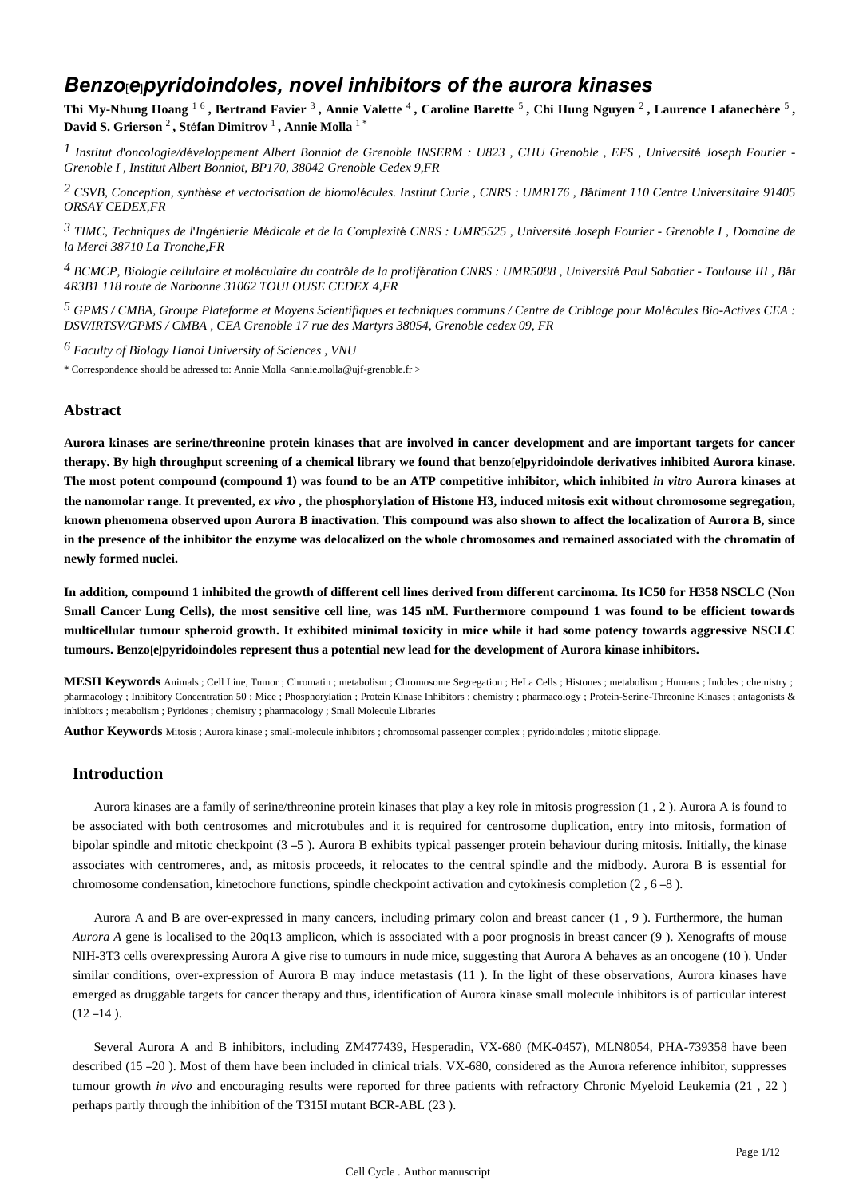# *Benzo[e]pyridoindoles, novel inhibitors of the aurora kinases*

**Thi My-Nhung Hoang** [1 6] **, Bertrand Favier** [3] **, Annie Valette** [4] **, Caroline Barette** [5] **, Chi Hung Nguyen** [2] **, Laurence Lafanechère** [5] **, David S. Grierson** [2] **, Stéfan Dimitrov** [1] **, Annie Molla** [1 *]

[1] *Institut d'oncologie/développement Albert Bonniot de Grenoble INSERM : U823 , CHU Grenoble , EFS , Université Joseph Fourier - Grenoble I , Institut Albert Bonniot, BP170, 38042 Grenoble Cedex 9,FR*

[2] *CSVB, Conception, synthèse et vectorisation de biomolécules. Institut Curie , CNRS : UMR176 , Bâtiment 110 Centre Universitaire 91405 ORSAY CEDEX,FR*

[3] *TIMC, Techniques de l'Ingénierie Médicale et de la Complexité CNRS : UMR5525 , Université Joseph Fourier - Grenoble I , Domaine de la Merci 38710 La Tronche,FR*

[4] *BCMCP, Biologie cellulaire et moléculaire du contrôle de la prolifération CNRS : UMR5088 , Université Paul Sabatier - Toulouse III , Bât 4R3B1 118 route de Narbonne 31062 TOULOUSE CEDEX 4,FR*

[5] *GPMS / CMBA, Groupe Plateforme et Moyens Scientifiques et techniques communs / Centre de Criblage pour Molécules Bio-Actives CEA : DSV/IRTSV/GPMS / CMBA , CEA Grenoble 17 rue des Martyrs 38054, Grenoble cedex 09, FR*

[6] *Faculty of Biology Hanoi University of Sciences , VNU*

* Correspondence should be adressed to: Annie Molla <annie.molla@ujf-grenoble.fr >

## Abstract

**Aurora kinases are serine/threonine protein kinases that are involved in cancer development and are important targets for cancer therapy. By high throughput screening of a chemical library we found that benzo[e]pyridoindole derivatives inhibited Aurora kinase. The most potent compound (compound 1) was found to be an ATP competitive inhibitor, which inhibited *in vitro* Aurora kinases at the nanomolar range. It prevented, *ex vivo* , the phosphorylation of Histone H3, induced mitosis exit without chromosome segregation, known phenomena observed upon Aurora B inactivation. This compound was also shown to affect the localization of Aurora B, since in the presence of the inhibitor the enzyme was delocalized on the whole chromosomes and remained associated with the chromatin of newly formed nuclei.**

**In addition, compound 1 inhibited the growth of different cell lines derived from different carcinoma. Its IC50 for H358 NSCLC (Non Small Cancer Lung Cells), the most sensitive cell line, was 145 nM. Furthermore compound 1 was found to be efficient towards multicellular tumour spheroid growth. It exhibited minimal toxicity in mice while it had some potency towards aggressive NSCLC tumours. Benzo[e]pyridoindoles represent thus a potential new lead for the development of Aurora kinase inhibitors.**

**MESH Keywords** Animals ; Cell Line, Tumor ; Chromatin ; metabolism ; Chromosome Segregation ; HeLa Cells ; Histones ; metabolism ; Humans ; Indoles ; chemistry ; pharmacology ; Inhibitory Concentration 50 ; Mice ; Phosphorylation ; Protein Kinase Inhibitors ; chemistry ; pharmacology ; Protein-Serine-Threonine Kinases ; antagonists & inhibitors ; metabolism ; Pyridones ; chemistry ; pharmacology ; Small Molecule Libraries

**Author Keywords** Mitosis ; Aurora kinase ; small-molecule inhibitors ; chromosomal passenger complex ; pyridoindoles ; mitotic slippage.

## Introduction

Aurora kinases are a family of serine/threonine protein kinases that play a key role in mitosis progression (1 , 2 ). Aurora A is found to be associated with both centrosomes and microtubules and it is required for centrosome duplication, entry into mitosis, formation of bipolar spindle and mitotic checkpoint (3 –5 ). Aurora B exhibits typical passenger protein behaviour during mitosis. Initially, the kinase associates with centromeres, and, as mitosis proceeds, it relocates to the central spindle and the midbody. Aurora B is essential for chromosome condensation, kinetochore functions, spindle checkpoint activation and cytokinesis completion (2 , 6 –8 ).

Aurora A and B are over-expressed in many cancers, including primary colon and breast cancer (1 , 9 ). Furthermore, the human *Aurora A* gene is localised to the 20q13 amplicon, which is associated with a poor prognosis in breast cancer (9 ). Xenografts of mouse NIH-3T3 cells overexpressing Aurora A give rise to tumours in nude mice, suggesting that Aurora A behaves as an oncogene (10 ). Under similar conditions, over-expression of Aurora B may induce metastasis (11 ). In the light of these observations, Aurora kinases have emerged as druggable targets for cancer therapy and thus, identification of Aurora kinase small molecule inhibitors is of particular interest (12 –14 ).

Several Aurora A and B inhibitors, including ZM477439, Hesperadin, VX-680 (MK-0457), MLN8054, PHA-739358 have been described (15 –20 ). Most of them have been included in clinical trials. VX-680, considered as the Aurora reference inhibitor, suppresses tumour growth *in vivo* and encouraging results were reported for three patients with refractory Chronic Myeloid Leukemia (21 , 22 ) perhaps partly through the inhibition of the T315I mutant BCR-ABL (23 ).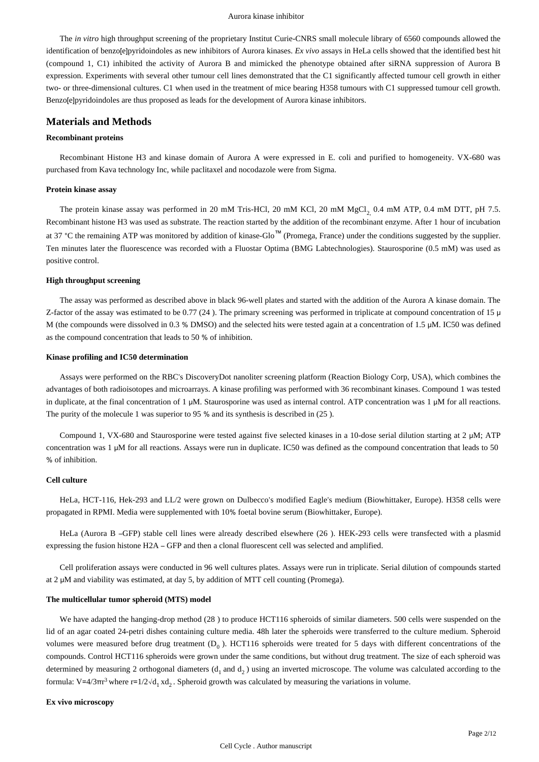The *in vitro* high throughput screening of the proprietary Institut Curie-CNRS small molecule library of 6560 compounds allowed the identification of benzo[e]pyridoindoles as new inhibitors of Aurora kinases. *Ex vivo* assays in HeLa cells showed that the identified best hit (compound 1, C1) inhibited the activity of Aurora B and mimicked the phenotype obtained after siRNA suppression of Aurora B expression. Experiments with several other tumour cell lines demonstrated that the C1 significantly affected tumour cell growth in either two- or three-dimensional cultures. C1 when used in the treatment of mice bearing H358 tumours with C1 suppressed tumour cell growth. Benzo[e]pyridoindoles are thus proposed as leads for the development of Aurora kinase inhibitors.

## Materials and Methods

#### Recombinant proteins

Recombinant Histone H3 and kinase domain of Aurora A were expressed in E. coli and purified to homogeneity. VX-680 was purchased from Kava technology Inc, while paclitaxel and nocodazole were from Sigma.

#### Protein kinase assay

The protein kinase assay was performed in 20 mM Tris-HCl, 20 mM KCl, 20 mM $MgCl_2$, 0.4 mM ATP, 0.4 mM DTT, pH 7.5. Recombinant histone H3 was used as substrate. The reaction started by the addition of the recombinant enzyme. After 1 hour of incubation at 37 °C the remaining ATP was monitored by addition of kinase-Glo™ (Promega, France) under the conditions suggested by the supplier. Ten minutes later the fluorescence was recorded with a Fluostar Optima (BMG Labtechnologies). Staurosporine (0.5 mM) was used as positive control.

#### High throughput screening

The assay was performed as described above in black 96-well plates and started with the addition of the Aurora A kinase domain. The Z-factor of the assay was estimated to be 0.77 (24 ). The primary screening was performed in triplicate at compound concentration of 15 μ M (the compounds were dissolved in 0.3 % DMSO) and the selected hits were tested again at a concentration of 1.5 μM. IC50 was defined as the compound concentration that leads to 50 % of inhibition.

#### Kinase profiling and IC50 determination

Assays were performed on the RBC's DiscoveryDot nanoliter screening platform (Reaction Biology Corp, USA), which combines the advantages of both radioisotopes and microarrays. A kinase profiling was performed with 36 recombinant kinases. Compound 1 was tested in duplicate, at the final concentration of 1 μM. Staurosporine was used as internal control. ATP concentration was 1 μM for all reactions. The purity of the molecule 1 was superior to 95 % and its synthesis is described in (25 ).

Compound 1, VX-680 and Staurosporine were tested against five selected kinases in a 10-dose serial dilution starting at 2 μM; ATP concentration was 1 μM for all reactions. Assays were run in duplicate. IC50 was defined as the compound concentration that leads to 50 % of inhibition.

#### Cell culture

HeLa, HCT-116, Hek-293 and LL/2 were grown on Dulbecco's modified Eagle's medium (Biowhittaker, Europe). H358 cells were propagated in RPMI. Media were supplemented with 10% foetal bovine serum (Biowhittaker, Europe).

HeLa (Aurora B –GFP) stable cell lines were already described elsewhere (26 ). HEK-293 cells were transfected with a plasmid expressing the fusion histone H2A – GFP and then a clonal fluorescent cell was selected and amplified.

Cell proliferation assays were conducted in 96 well cultures plates. Assays were run in triplicate. Serial dilution of compounds started at 2 μM and viability was estimated, at day 5, by addition of MTT cell counting (Promega).

#### The multicellular tumor spheroid (MTS) model

We have adapted the hanging-drop method (28 ) to produce HCT116 spheroids of similar diameters. 500 cells were suspended on the lid of an agar coated 24-petri dishes containing culture media. 48h later the spheroids were transferred to the culture medium. Spheroid volumes were measured before drug treatment ($D_0$ ). HCT116 spheroids were treated for 5 days with different concentrations of the compounds. Control HCT116 spheroids were grown under the same conditions, but without drug treatment. The size of each spheroid was determined by measuring 2 orthogonal diameters ($d_1$ and $d_2$ ) using an inverted microscope. The volume was calculated according to the formula: $V=4/3\pi r^3$ where $r=1/2\sqrt{d_1 x d_2}$ . Spheroid growth was calculated by measuring the variations in volume.

#### Ex vivo microscopy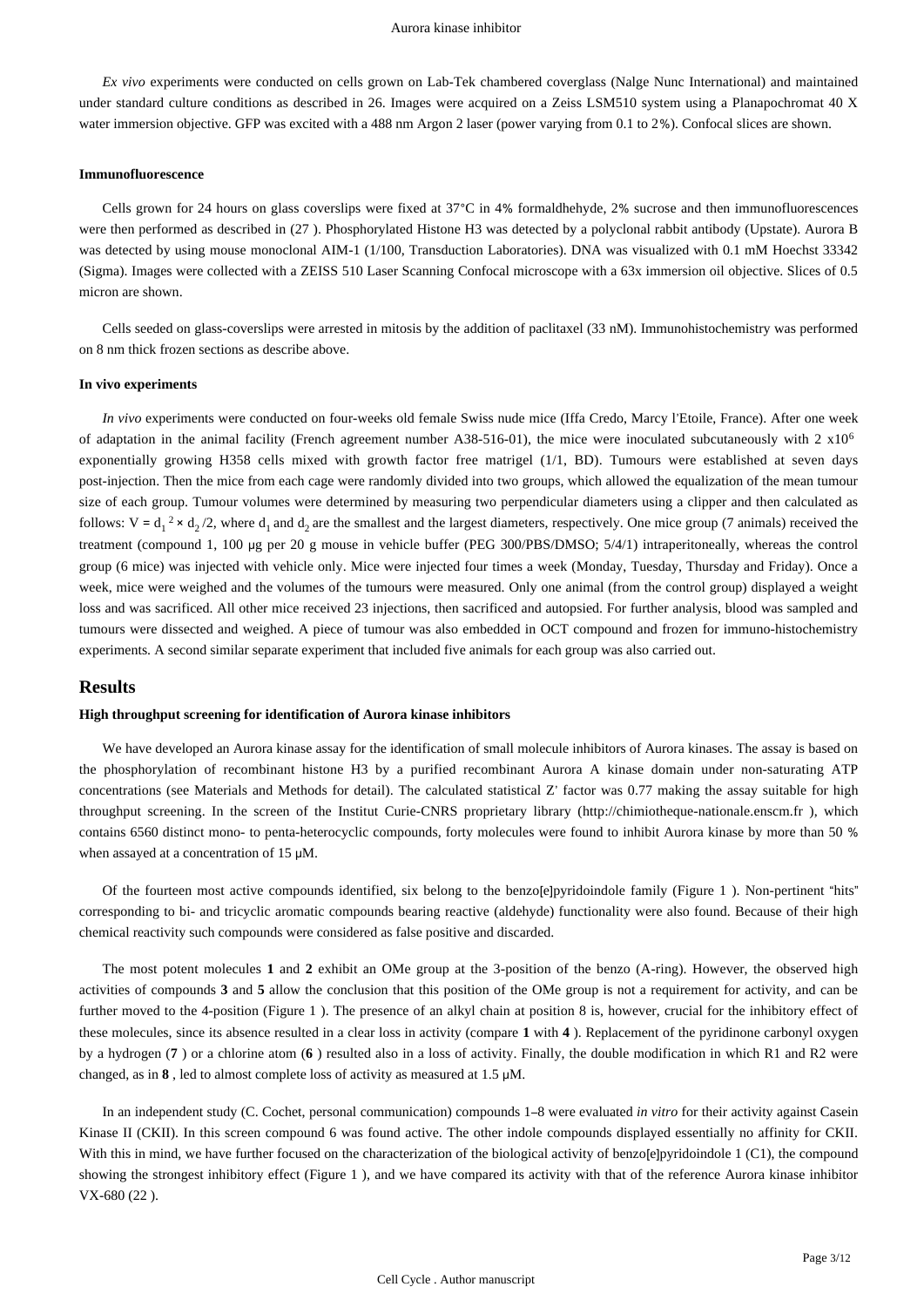*Ex vivo* experiments were conducted on cells grown on Lab-Tek chambered coverglass (Nalge Nunc International) and maintained under standard culture conditions as described in 26. Images were acquired on a Zeiss LSM510 system using a Planapochromat 40 X water immersion objective. GFP was excited with a 488 nm Argon 2 laser (power varying from 0.1 to 2%). Confocal slices are shown.

#### Immunofluorescence

Cells grown for 24 hours on glass coverslips were fixed at 37°C in 4% formaldhehyde, 2% sucrose and then immunofluorescences were then performed as described in (27 ). Phosphorylated Histone H3 was detected by a polyclonal rabbit antibody (Upstate). Aurora B was detected by using mouse monoclonal AIM-1 (1/100, Transduction Laboratories). DNA was visualized with 0.1 mM Hoechst 33342 (Sigma). Images were collected with a ZEISS 510 Laser Scanning Confocal microscope with a 63x immersion oil objective. Slices of 0.5 micron are shown.

Cells seeded on glass-coverslips were arrested in mitosis by the addition of paclitaxel (33 nM). Immunohistochemistry was performed on 8 nm thick frozen sections as describe above.

#### In vivo experiments

*In vivo* experiments were conducted on four-weeks old female Swiss nude mice (Iffa Credo, Marcy l'Etoile, France). After one week of adaptation in the animal facility (French agreement number A38-516-01), the mice were inoculated subcutaneously with 2 $x10^6$ exponentially growing H358 cells mixed with growth factor free matrigel (1/1, BD). Tumours were established at seven days post-injection. Then the mice from each cage were randomly divided into two groups, which allowed the equalization of the mean tumour size of each group. Tumour volumes were determined by measuring two perpendicular diameters using a clipper and then calculated as follows: $V = d_1{}^2 \times d_2/2$, where $d_1$ and $d_2$ are the smallest and the largest diameters, respectively. One mice group (7 animals) received the treatment (compound 1, 100 μg per 20 g mouse in vehicle buffer (PEG 300/PBS/DMSO; 5/4/1) intraperitoneally, whereas the control group (6 mice) was injected with vehicle only. Mice were injected four times a week (Monday, Tuesday, Thursday and Friday). Once a week, mice were weighed and the volumes of the tumours were measured. Only one animal (from the control group) displayed a weight loss and was sacrificed. All other mice received 23 injections, then sacrificed and autopsied. For further analysis, blood was sampled and tumours were dissected and weighed. A piece of tumour was also embedded in OCT compound and frozen for immuno-histochemistry experiments. A second similar separate experiment that included five animals for each group was also carried out.

## Results

#### High throughput screening for identification of Aurora kinase inhibitors

We have developed an Aurora kinase assay for the identification of small molecule inhibitors of Aurora kinases. The assay is based on the phosphorylation of recombinant histone H3 by a purified recombinant Aurora A kinase domain under non-saturating ATP concentrations (see Materials and Methods for detail). The calculated statistical Z' factor was 0.77 making the assay suitable for high throughput screening. In the screen of the Institut Curie-CNRS proprietary library (http://chimiotheque-nationale.enscm.fr ), which contains 6560 distinct mono- to penta-heterocyclic compounds, forty molecules were found to inhibit Aurora kinase by more than 50 % when assayed at a concentration of 15 μM.

Of the fourteen most active compounds identified, six belong to the benzo[e]pyridoindole family (Figure 1 ). Non-pertinent "hits" corresponding to bi- and tricyclic aromatic compounds bearing reactive (aldehyde) functionality were also found. Because of their high chemical reactivity such compounds were considered as false positive and discarded.

The most potent molecules **1** and **2** exhibit an OMe group at the 3-position of the benzo (A-ring). However, the observed high activities of compounds **3** and **5** allow the conclusion that this position of the OMe group is not a requirement for activity, and can be further moved to the 4-position (Figure 1 ). The presence of an alkyl chain at position 8 is, however, crucial for the inhibitory effect of these molecules, since its absence resulted in a clear loss in activity (compare **1** with **4** ). Replacement of the pyridinone carbonyl oxygen by a hydrogen (**7** ) or a chlorine atom (**6** ) resulted also in a loss of activity. Finally, the double modification in which R1 and R2 were changed, as in **8** , led to almost complete loss of activity as measured at 1.5 μM.

In an independent study (C. Cochet, personal communication) compounds 1–8 were evaluated *in vitro* for their activity against Casein Kinase II (CKII). In this screen compound 6 was found active. The other indole compounds displayed essentially no affinity for CKII. With this in mind, we have further focused on the characterization of the biological activity of benzo[e]pyridoindole 1 (C1), the compound showing the strongest inhibitory effect (Figure 1 ), and we have compared its activity with that of the reference Aurora kinase inhibitor VX-680 (22 ).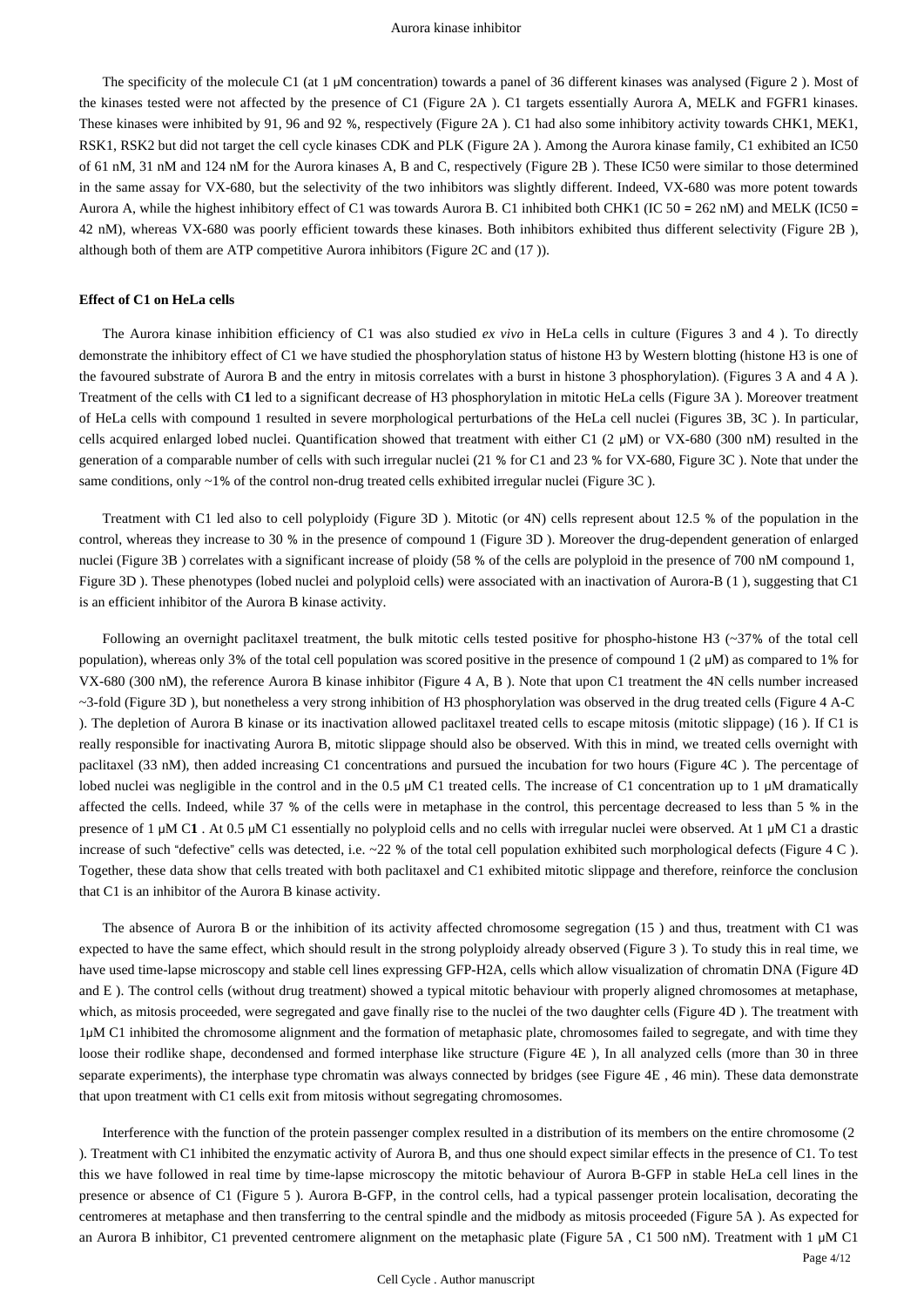The specificity of the molecule C1 (at 1 μM concentration) towards a panel of 36 different kinases was analysed (Figure 2 ). Most of the kinases tested were not affected by the presence of C1 (Figure 2A ). C1 targets essentially Aurora A, MELK and FGFR1 kinases. These kinases were inhibited by 91, 96 and 92 %, respectively (Figure 2A ). C1 had also some inhibitory activity towards CHK1, MEK1, RSK1, RSK2 but did not target the cell cycle kinases CDK and PLK (Figure 2A ). Among the Aurora kinase family, C1 exhibited an IC50 of 61 nM, 31 nM and 124 nM for the Aurora kinases A, B and C, respectively (Figure 2B ). These IC50 were similar to those determined in the same assay for VX-680, but the selectivity of the two inhibitors was slightly different. Indeed, VX-680 was more potent towards Aurora A, while the highest inhibitory effect of C1 was towards Aurora B. C1 inhibited both CHK1 (IC 50 = 262 nM) and MELK (IC50 = 42 nM), whereas VX-680 was poorly efficient towards these kinases. Both inhibitors exhibited thus different selectivity (Figure 2B ), although both of them are ATP competitive Aurora inhibitors (Figure 2C and (17 )).

### Effect of C1 on HeLa cells

The Aurora kinase inhibition efficiency of C1 was also studied *ex vivo* in HeLa cells in culture (Figures 3 and 4 ). To directly demonstrate the inhibitory effect of C1 we have studied the phosphorylation status of histone H3 by Western blotting (histone H3 is one of the favoured substrate of Aurora B and the entry in mitosis correlates with a burst in histone 3 phosphorylation). (Figures 3 A and 4 A ). Treatment of the cells with C**1** led to a significant decrease of H3 phosphorylation in mitotic HeLa cells (Figure 3A ). Moreover treatment of HeLa cells with compound 1 resulted in severe morphological perturbations of the HeLa cell nuclei (Figures 3B, 3C ). In particular, cells acquired enlarged lobed nuclei. Quantification showed that treatment with either C1 (2 μM) or VX-680 (300 nM) resulted in the generation of a comparable number of cells with such irregular nuclei (21 % for C1 and 23 % for VX-680, Figure 3C ). Note that under the same conditions, only ~1% of the control non-drug treated cells exhibited irregular nuclei (Figure 3C ).

Treatment with C1 led also to cell polyploidy (Figure 3D ). Mitotic (or 4N) cells represent about 12.5 % of the population in the control, whereas they increase to 30 % in the presence of compound 1 (Figure 3D ). Moreover the drug-dependent generation of enlarged nuclei (Figure 3B ) correlates with a significant increase of ploidy (58 % of the cells are polyploid in the presence of 700 nM compound 1, Figure 3D ). These phenotypes (lobed nuclei and polyploid cells) were associated with an inactivation of Aurora-B (1 ), suggesting that C1 is an efficient inhibitor of the Aurora B kinase activity.

Following an overnight paclitaxel treatment, the bulk mitotic cells tested positive for phospho-histone H3 (~37% of the total cell population), whereas only 3% of the total cell population was scored positive in the presence of compound 1 (2 μM) as compared to 1% for VX-680 (300 nM), the reference Aurora B kinase inhibitor (Figure 4 A, B ). Note that upon C1 treatment the 4N cells number increased ~3-fold (Figure 3D ), but nonetheless a very strong inhibition of H3 phosphorylation was observed in the drug treated cells (Figure 4 A-C ). The depletion of Aurora B kinase or its inactivation allowed paclitaxel treated cells to escape mitosis (mitotic slippage) (16 ). If C1 is really responsible for inactivating Aurora B, mitotic slippage should also be observed. With this in mind, we treated cells overnight with paclitaxel (33 nM), then added increasing C1 concentrations and pursued the incubation for two hours (Figure 4C ). The percentage of lobed nuclei was negligible in the control and in the 0.5 μM C1 treated cells. The increase of C1 concentration up to 1 μM dramatically affected the cells. Indeed, while 37 % of the cells were in metaphase in the control, this percentage decreased to less than 5 % in the presence of 1 μM C**1** . At 0.5 μM C1 essentially no polyploid cells and no cells with irregular nuclei were observed. At 1 μM C1 a drastic increase of such "defective" cells was detected, i.e. ~22 % of the total cell population exhibited such morphological defects (Figure 4 C ). Together, these data show that cells treated with both paclitaxel and C1 exhibited mitotic slippage and therefore, reinforce the conclusion that C1 is an inhibitor of the Aurora B kinase activity.

The absence of Aurora B or the inhibition of its activity affected chromosome segregation (15 ) and thus, treatment with C1 was expected to have the same effect, which should result in the strong polyploidy already observed (Figure 3 ). To study this in real time, we have used time-lapse microscopy and stable cell lines expressing GFP-H2A, cells which allow visualization of chromatin DNA (Figure 4D and E ). The control cells (without drug treatment) showed a typical mitotic behaviour with properly aligned chromosomes at metaphase, which, as mitosis proceeded, were segregated and gave finally rise to the nuclei of the two daughter cells (Figure 4D ). The treatment with 1μM C1 inhibited the chromosome alignment and the formation of metaphasic plate, chromosomes failed to segregate, and with time they loose their rodlike shape, decondensed and formed interphase like structure (Figure 4E ), In all analyzed cells (more than 30 in three separate experiments), the interphase type chromatin was always connected by bridges (see Figure 4E , 46 min). These data demonstrate that upon treatment with C1 cells exit from mitosis without segregating chromosomes.

Interference with the function of the protein passenger complex resulted in a distribution of its members on the entire chromosome (2 ). Treatment with C1 inhibited the enzymatic activity of Aurora B, and thus one should expect similar effects in the presence of C1. To test this we have followed in real time by time-lapse microscopy the mitotic behaviour of Aurora B-GFP in stable HeLa cell lines in the presence or absence of C1 (Figure 5 ). Aurora B-GFP, in the control cells, had a typical passenger protein localisation, decorating the centromeres at metaphase and then transferring to the central spindle and the midbody as mitosis proceeded (Figure 5A ). As expected for an Aurora B inhibitor, C1 prevented centromere alignment on the metaphasic plate (Figure 5A , C1 500 nM). Treatment with 1 μM C1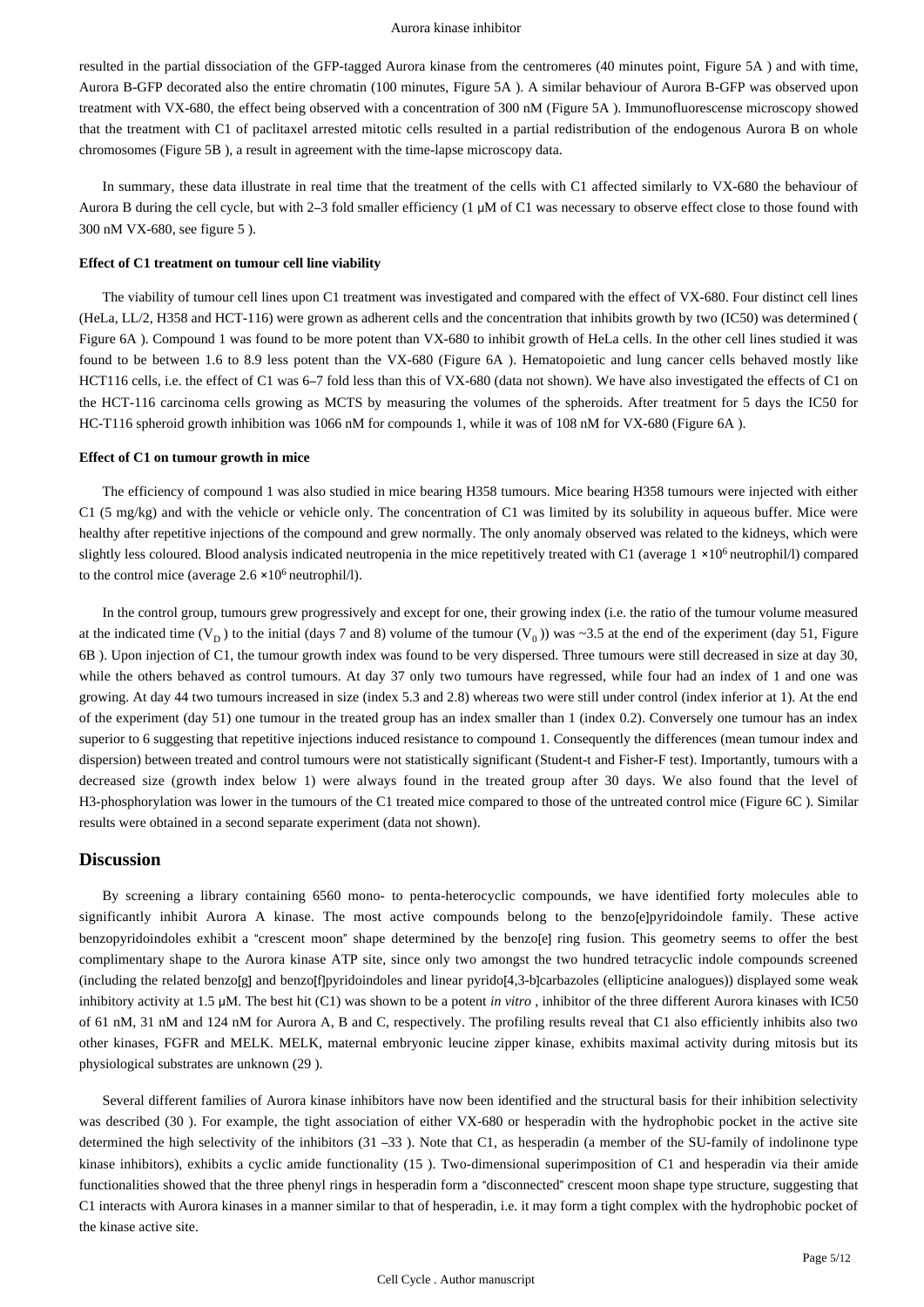resulted in the partial dissociation of the GFP-tagged Aurora kinase from the centromeres (40 minutes point, Figure 5A ) and with time, Aurora B-GFP decorated also the entire chromatin (100 minutes, Figure 5A ). A similar behaviour of Aurora B-GFP was observed upon treatment with VX-680, the effect being observed with a concentration of 300 nM (Figure 5A ). Immunofluorescense microscopy showed that the treatment with C1 of paclitaxel arrested mitotic cells resulted in a partial redistribution of the endogenous Aurora B on whole chromosomes (Figure 5B ), a result in agreement with the time-lapse microscopy data.

In summary, these data illustrate in real time that the treatment of the cells with C1 affected similarly to VX-680 the behaviour of Aurora B during the cell cycle, but with 2–3 fold smaller efficiency (1 μM of C1 was necessary to observe effect close to those found with 300 nM VX-680, see figure 5 ).

### Effect of C1 treatment on tumour cell line viability

The viability of tumour cell lines upon C1 treatment was investigated and compared with the effect of VX-680. Four distinct cell lines (HeLa, LL/2, H358 and HCT-116) were grown as adherent cells and the concentration that inhibits growth by two (IC50) was determined ( Figure 6A ). Compound 1 was found to be more potent than VX-680 to inhibit growth of HeLa cells. In the other cell lines studied it was found to be between 1.6 to 8.9 less potent than the VX-680 (Figure 6A ). Hematopoietic and lung cancer cells behaved mostly like HCT116 cells, i.e. the effect of C1 was 6–7 fold less than this of VX-680 (data not shown). We have also investigated the effects of C1 on the HCT-116 carcinoma cells growing as MCTS by measuring the volumes of the spheroids. After treatment for 5 days the IC50 for HC-T116 spheroid growth inhibition was 1066 nM for compounds 1, while it was of 108 nM for VX-680 (Figure 6A ).

### Effect of C1 on tumour growth in mice

The efficiency of compound 1 was also studied in mice bearing H358 tumours. Mice bearing H358 tumours were injected with either C1 (5 mg/kg) and with the vehicle or vehicle only. The concentration of C1 was limited by its solubility in aqueous buffer. Mice were healthy after repetitive injections of the compound and grew normally. The only anomaly observed was related to the kidneys, which were slightly less coloured. Blood analysis indicated neutropenia in the mice repetitively treated with C1 (average $1 \times 10^6$ neutrophil/l) compared to the control mice (average $2.6 \times 10^6$ neutrophil/l).

In the control group, tumours grew progressively and except for one, their growing index (i.e. the ratio of the tumour volume measured at the indicated time ($V_D$) to the initial (days 7 and 8) volume of the tumour ($V_0$)) was ~3.5 at the end of the experiment (day 51, Figure 6B ). Upon injection of C1, the tumour growth index was found to be very dispersed. Three tumours were still decreased in size at day 30, while the others behaved as control tumours. At day 37 only two tumours have regressed, while four had an index of 1 and one was growing. At day 44 two tumours increased in size (index 5.3 and 2.8) whereas two were still under control (index inferior at 1). At the end of the experiment (day 51) one tumour in the treated group has an index smaller than 1 (index 0.2). Conversely one tumour has an index superior to 6 suggesting that repetitive injections induced resistance to compound 1. Consequently the differences (mean tumour index and dispersion) between treated and control tumours were not statistically significant (Student-t and Fisher-F test). Importantly, tumours with a decreased size (growth index below 1) were always found in the treated group after 30 days. We also found that the level of H3-phosphorylation was lower in the tumours of the C1 treated mice compared to those of the untreated control mice (Figure 6C ). Similar results were obtained in a second separate experiment (data not shown).

## Discussion

By screening a library containing 6560 mono- to penta-heterocyclic compounds, we have identified forty molecules able to significantly inhibit Aurora A kinase. The most active compounds belong to the benzo[e]pyridoindole family. These active benzopyridoindoles exhibit a "crescent moon" shape determined by the benzo[e] ring fusion. This geometry seems to offer the best complimentary shape to the Aurora kinase ATP site, since only two amongst the two hundred tetracyclic indole compounds screened (including the related benzo[g] and benzo[f]pyridoindoles and linear pyrido[4,3-b]carbazoles (ellipticine analogues)) displayed some weak inhibitory activity at 1.5 μM. The best hit (C1) was shown to be a potent *in vitro* , inhibitor of the three different Aurora kinases with IC50 of 61 nM, 31 nM and 124 nM for Aurora A, B and C, respectively. The profiling results reveal that C1 also efficiently inhibits also two other kinases, FGFR and MELK. MELK, maternal embryonic leucine zipper kinase, exhibits maximal activity during mitosis but its physiological substrates are unknown (29 ).

Several different families of Aurora kinase inhibitors have now been identified and the structural basis for their inhibition selectivity was described (30 ). For example, the tight association of either VX-680 or hesperadin with the hydrophobic pocket in the active site determined the high selectivity of the inhibitors (31 –33 ). Note that C1, as hesperadin (a member of the SU-family of indolinone type kinase inhibitors), exhibits a cyclic amide functionality (15 ). Two-dimensional superimposition of C1 and hesperadin via their amide functionalities showed that the three phenyl rings in hesperadin form a "disconnected" crescent moon shape type structure, suggesting that C1 interacts with Aurora kinases in a manner similar to that of hesperadin, i.e. it may form a tight complex with the hydrophobic pocket of the kinase active site.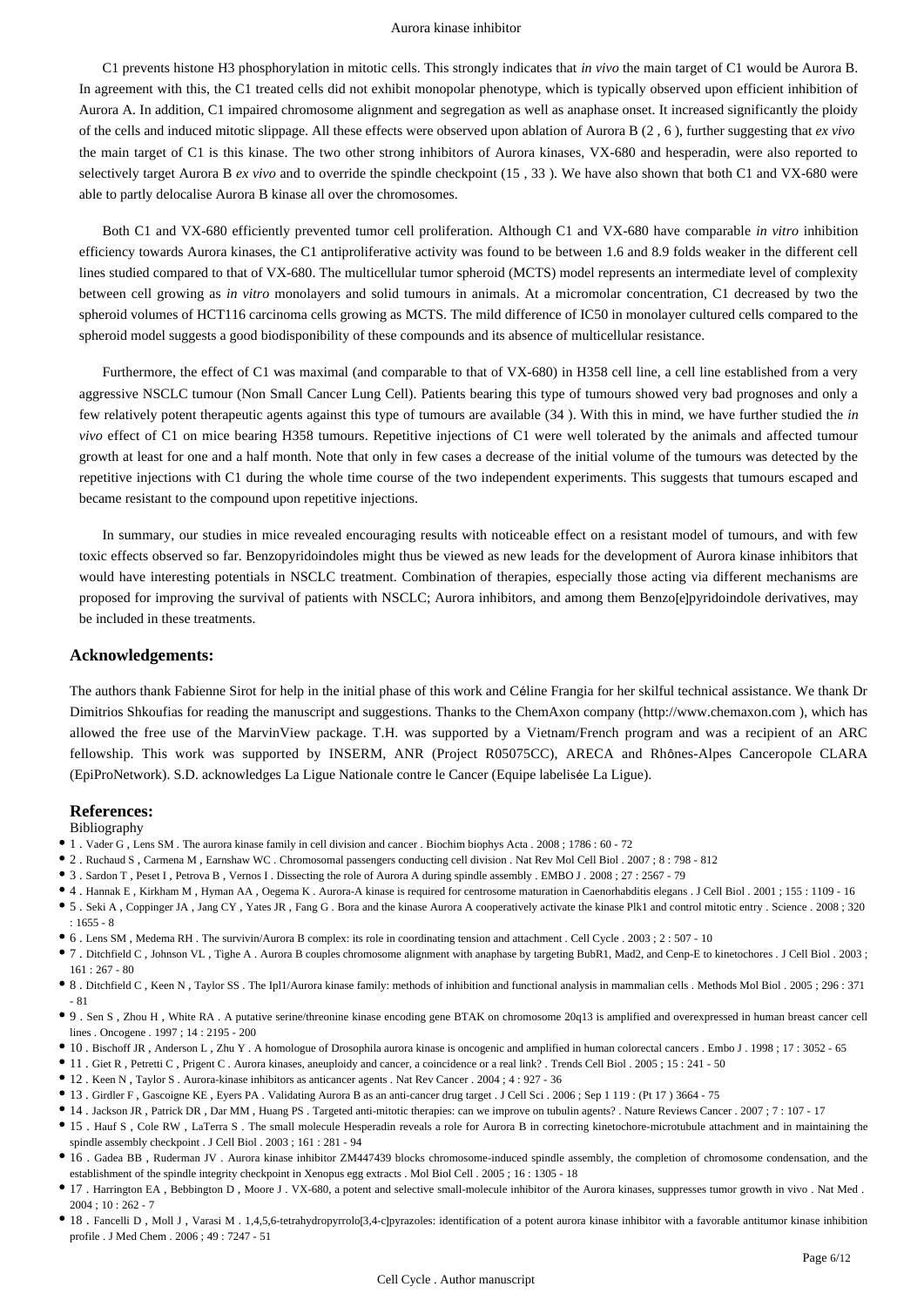C1 prevents histone H3 phosphorylation in mitotic cells. This strongly indicates that *in vivo* the main target of C1 would be Aurora B. In agreement with this, the C1 treated cells did not exhibit monopolar phenotype, which is typically observed upon efficient inhibition of Aurora A. In addition, C1 impaired chromosome alignment and segregation as well as anaphase onset. It increased significantly the ploidy of the cells and induced mitotic slippage. All these effects were observed upon ablation of Aurora B (2 , 6 ), further suggesting that *ex vivo* the main target of C1 is this kinase. The two other strong inhibitors of Aurora kinases, VX-680 and hesperadin, were also reported to selectively target Aurora B *ex vivo* and to override the spindle checkpoint (15 , 33 ). We have also shown that both C1 and VX-680 were able to partly delocalise Aurora B kinase all over the chromosomes.

Both C1 and VX-680 efficiently prevented tumor cell proliferation. Although C1 and VX-680 have comparable *in vitro* inhibition efficiency towards Aurora kinases, the C1 antiproliferative activity was found to be between 1.6 and 8.9 folds weaker in the different cell lines studied compared to that of VX-680. The multicellular tumor spheroid (MCTS) model represents an intermediate level of complexity between cell growing as *in vitro* monolayers and solid tumours in animals. At a micromolar concentration, C1 decreased by two the spheroid volumes of HCT116 carcinoma cells growing as MCTS. The mild difference of IC50 in monolayer cultured cells compared to the spheroid model suggests a good biodisponibility of these compounds and its absence of multicellular resistance.

Furthermore, the effect of C1 was maximal (and comparable to that of VX-680) in H358 cell line, a cell line established from a very aggressive NSCLC tumour (Non Small Cancer Lung Cell). Patients bearing this type of tumours showed very bad prognoses and only a few relatively potent therapeutic agents against this type of tumours are available (34 ). With this in mind, we have further studied the *in vivo* effect of C1 on mice bearing H358 tumours. Repetitive injections of C1 were well tolerated by the animals and affected tumour growth at least for one and a half month. Note that only in few cases a decrease of the initial volume of the tumours was detected by the repetitive injections with C1 during the whole time course of the two independent experiments. This suggests that tumours escaped and became resistant to the compound upon repetitive injections.

In summary, our studies in mice revealed encouraging results with noticeable effect on a resistant model of tumours, and with few toxic effects observed so far. Benzopyridoindoles might thus be viewed as new leads for the development of Aurora kinase inhibitors that would have interesting potentials in NSCLC treatment. Combination of therapies, especially those acting via different mechanisms are proposed for improving the survival of patients with NSCLC; Aurora inhibitors, and among them Benzo[e]pyridoindole derivatives, may be included in these treatments.

## Acknowledgements:

The authors thank Fabienne Sirot for help in the initial phase of this work and Céline Frangia for her skilful technical assistance. We thank Dr Dimitrios Shkoufias for reading the manuscript and suggestions. Thanks to the ChemAxon company (http://www.chemaxon.com ), which has allowed the free use of the MarvinView package. T.H. was supported by a Vietnam/French program and was a recipient of an ARC fellowship. This work was supported by INSERM, ANR (Project R05075CC), ARECA and Rhônes-Alpes Canceropole CLARA (EpiProNetwork). S.D. acknowledges La Ligue Nationale contre le Cancer (Equipe labelisée La Ligue).

## References:

Bibliography

- 1 . Vader G , Lens SM . The aurora kinase family in cell division and cancer . Biochim biophys Acta . 2008 ; 1786 : 60 - 72
- 2 . Ruchaud S , Carmena M , Earnshaw WC . Chromosomal passengers conducting cell division . Nat Rev Mol Cell Biol . 2007 ; 8 : 798 - 812
- 3 . Sardon T , Peset I , Petrova B , Vernos I . Dissecting the role of Aurora A during spindle assembly . EMBO J . 2008 ; 27 : 2567 - 79
- 4 . Hannak E , Kirkham M , Hyman AA , Oegema K . Aurora-A kinase is required for centrosome maturation in Caenorhabditis elegans . J Cell Biol . 2001 ; 155 : 1109 - 16
- 5 . Seki A , Coppinger JA , Jang CY , Yates JR , Fang G . Bora and the kinase Aurora A cooperatively activate the kinase Plk1 and control mitotic entry . Science . 2008 ; 320 : 1655 - 8
- 6 . Lens SM , Medema RH . The survivin/Aurora B complex: its role in coordinating tension and attachment . Cell Cycle . 2003 ; 2 : 507 - 10
- 7 . Ditchfield C , Johnson VL , Tighe A . Aurora B couples chromosome alignment with anaphase by targeting BubR1, Mad2, and Cenp-E to kinetochores . J Cell Biol . 2003 ; 161 : 267 - 80
- 8 . Ditchfield C , Keen N , Taylor SS . The Ipl1/Aurora kinase family: methods of inhibition and functional analysis in mammalian cells . Methods Mol Biol . 2005 ; 296 : 371 - 81
- 9 . Sen S , Zhou H , White RA . A putative serine/threonine kinase encoding gene BTAK on chromosome 20q13 is amplified and overexpressed in human breast cancer cell lines . Oncogene . 1997 ; 14 : 2195 - 200
- 10 . Bischoff JR , Anderson L , Zhu Y . A homologue of Drosophila aurora kinase is oncogenic and amplified in human colorectal cancers . Embo J . 1998 ; 17 : 3052 - 65
- 11 . Giet R , Petretti C , Prigent C . Aurora kinases, aneuploidy and cancer, a coincidence or a real link? . Trends Cell Biol . 2005 ; 15 : 241 - 50
- 12 . Keen N , Taylor S . Aurora-kinase inhibitors as anticancer agents . Nat Rev Cancer . 2004 ; 4 : 927 - 36
- 13 . Girdler F , Gascoigne KE , Eyers PA . Validating Aurora B as an anti-cancer drug target . J Cell Sci . 2006 ; Sep 1 119 : (Pt 17 ) 3664 - 75
- 14 . Jackson JR , Patrick DR , Dar MM , Huang PS . Targeted anti-mitotic therapies: can we improve on tubulin agents? . Nature Reviews Cancer . 2007 ; 7 : 107 - 17
- 15 . Hauf S , Cole RW , LaTerra S . The small molecule Hesperadin reveals a role for Aurora B in correcting kinetochore-microtubule attachment and in maintaining the spindle assembly checkpoint . J Cell Biol . 2003 ; 161 : 281 - 94
- 16 . Gadea BB , Ruderman JV . Aurora kinase inhibitor ZM447439 blocks chromosome-induced spindle assembly, the completion of chromosome condensation, and the establishment of the spindle integrity checkpoint in Xenopus egg extracts . Mol Biol Cell . 2005 ; 16 : 1305 - 18
- 17 . Harrington EA , Bebbington D , Moore J . VX-680, a potent and selective small-molecule inhibitor of the Aurora kinases, suppresses tumor growth in vivo . Nat Med . 2004 ; 10 : 262 - 7
- 18 . Fancelli D , Moll J , Varasi M . 1,4,5,6-tetrahydropyrrolo[3,4-c]pyrazoles: identification of a potent aurora kinase inhibitor with a favorable antitumor kinase inhibition profile . J Med Chem . 2006 ; 49 : 7247 - 51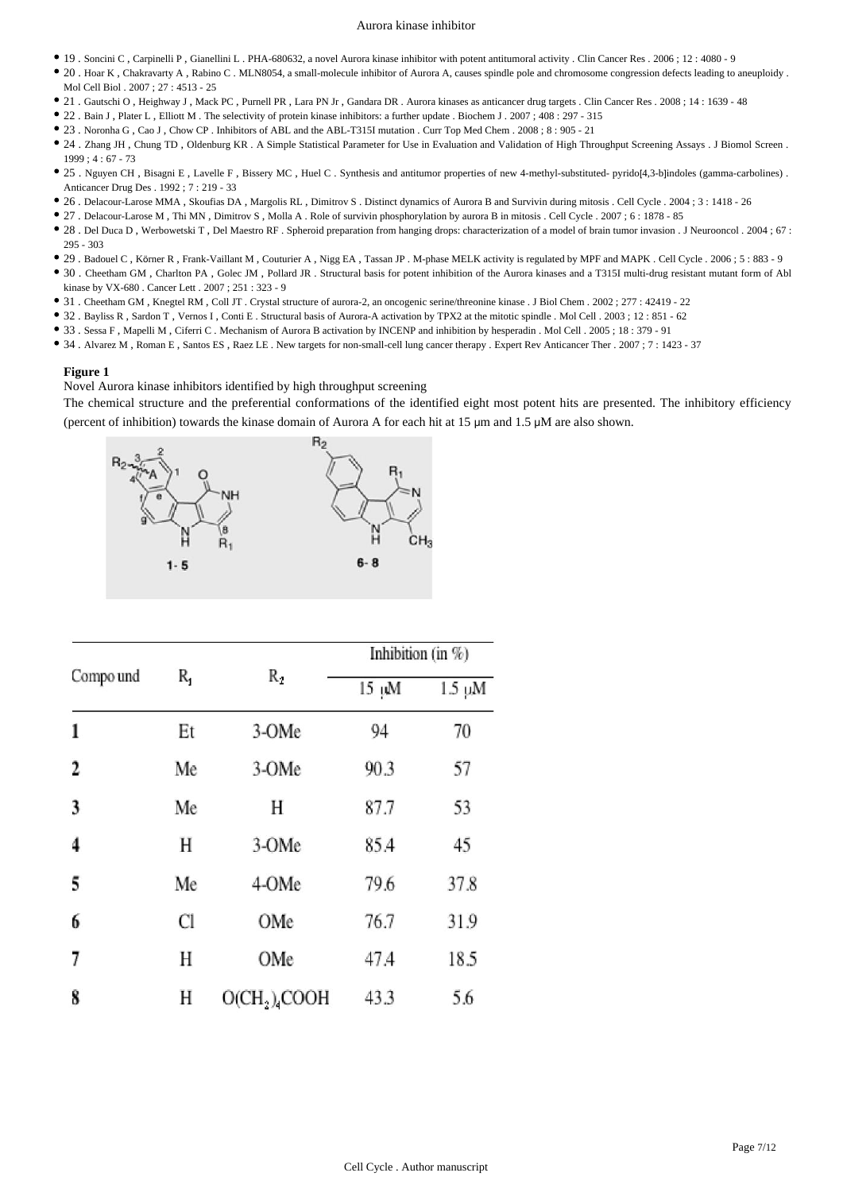- 19 . Soncini C , Carpinelli P , Gianellini L . PHA-680632, a novel Aurora kinase inhibitor with potent antitumoral activity . Clin Cancer Res . 2006 ; 12 : 4080 - 9
- 20 . Hoar K , Chakravarty A , Rabino C . MLN8054, a small-molecule inhibitor of Aurora A, causes spindle pole and chromosome congression defects leading to aneuploidy . Mol Cell Biol . 2007 ; 27 : 4513 - 25
- 21 . Gautschi O , Heighway J , Mack PC , Purnell PR , Lara PN Jr , Gandara DR . Aurora kinases as anticancer drug targets . Clin Cancer Res . 2008 ; 14 : 1639 - 48
- 22 . Bain J , Plater L , Elliott M . The selectivity of protein kinase inhibitors: a further update . Biochem J . 2007 ; 408 : 297 - 315
- 23 . Noronha G , Cao J , Chow CP . Inhibitors of ABL and the ABL-T315I mutation . Curr Top Med Chem . 2008 ; 8 : 905 - 21
- 24 . Zhang JH , Chung TD , Oldenburg KR . A Simple Statistical Parameter for Use in Evaluation and Validation of High Throughput Screening Assays . J Biomol Screen . 1999 ; 4 : 67 - 73
- 25 . Nguyen CH , Bisagni E , Lavelle F , Bissery MC , Huel C . Synthesis and antitumor properties of new 4-methyl-substituted- pyrido[4,3-b]indoles (gamma-carbolines) . Anticancer Drug Des . 1992 ; 7 : 219 - 33
- 26 . Delacour-Larose MMA , Skoufias DA , Margolis RL , Dimitrov S . Distinct dynamics of Aurora B and Survivin during mitosis . Cell Cycle . 2004 ; 3 : 1418 - 26
- 27 . Delacour-Larose M , Thi MN , Dimitrov S , Molla A . Role of survivin phosphorylation by aurora B in mitosis . Cell Cycle . 2007 ; 6 : 1878 - 85
- 28 . Del Duca D , Werbowetski T , Del Maestro RF . Spheroid preparation from hanging drops: characterization of a model of brain tumor invasion . J Neurooncol . 2004 ; 67 : 295 - 303
- 29 . Badouel C , Körner R , Frank-Vaillant M , Couturier A , Nigg EA , Tassan JP . M-phase MELK activity is regulated by MPF and MAPK . Cell Cycle . 2006 ; 5 : 883 - 9
- 30 . Cheetham GM , Charlton PA , Golec JM , Pollard JR . Structural basis for potent inhibition of the Aurora kinases and a T315I multi-drug resistant mutant form of Abl kinase by VX-680 . Cancer Lett . 2007 ; 251 : 323 - 9
- 31 . Cheetham GM , Knegtel RM , Coll JT . Crystal structure of aurora-2, an oncogenic serine/threonine kinase . J Biol Chem . 2002 ; 277 : 42419 - 22
- 32 . Bayliss R , Sardon T , Vernos I , Conti E . Structural basis of Aurora-A activation by TPX2 at the mitotic spindle . Mol Cell . 2003 ; 12 : 851 - 62
- 33 . Sessa F , Mapelli M , Ciferri C . Mechanism of Aurora B activation by INCENP and inhibition by hesperadin . Mol Cell . 2005 ; 18 : 379 - 91
- 34 . Alvarez M , Roman E , Santos ES , Raez LE . New targets for non-small-cell lung cancer therapy . Expert Rev Anticancer Ther . 2007 ; 7 : 1423 - 37

**Figure 1**

Novel Aurora kinase inhibitors identified by high throughput screening

The chemical structure and the preferential conformations of the identified eight most potent hits are presented. The inhibitory efficiency (percent of inhibition) towards the kinase domain of Aurora A for each hit at 15 μm and 1.5 μM are also shown.

| Compound | $R_1$ | $R_2$ | Inhibition (in %) | |
|---|---|---|---|---|
| | | | 15 μM | 1.5 μM |
| **1** | Et | 3-OMe | 94 | 70 |
| **2** | Me | 3-OMe | 90.3 | 57 |
| **3** | Me | H | 87.7 | 53 |
| **4** | H | 3-OMe | 85.4 | 45 |
| **5** | Me | 4-OMe | 79.6 | 37.8 |
| **6** | Cl | OMe | 76.7 | 31.9 |
| **7** | H | OMe | 47.4 | 18.5 |
| **8** | H | $O(CH_2)_4COOH$ | 43.3 | 5.6 |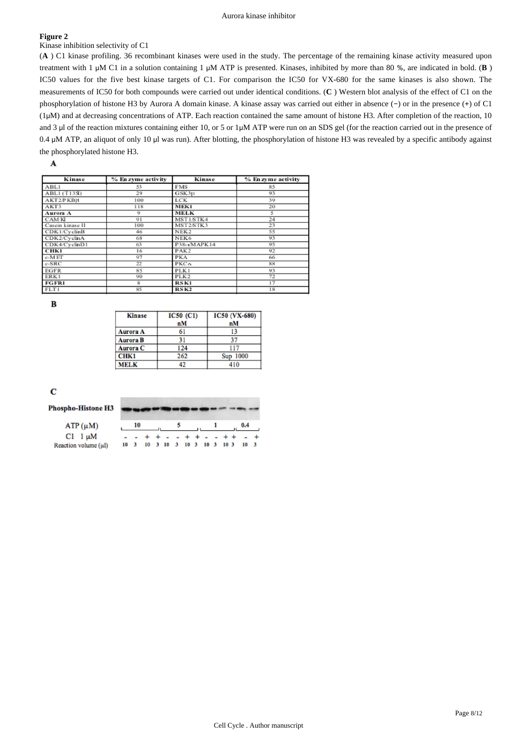**Figure 2**

Kinase inhibition selectivity of C1

(**A**) C1 kinase profiling. 36 recombinant kinases were used in the study. The percentage of the remaining kinase activity measured upon treatment with 1 μM C1 in a solution containing 1 μM ATP is presented. Kinases, inhibited by more than 80 %, are indicated in bold. (**B**) IC50 values for the five best kinase targets of C1. For comparison the IC50 for VX-680 for the same kinases is also shown. The measurements of IC50 for both compounds were carried out under identical conditions. (**C**) Western blot analysis of the effect of C1 on the phosphorylation of histone H3 by Aurora A domain kinase. A kinase assay was carried out either in absence (−) or in the presence (+) of C1 (1μM) and at decreasing concentrations of ATP. Each reaction contained the same amount of histone H3. After completion of the reaction, 10 and 3 μl of the reaction mixtures containing either 10, or 5 or 1μM ATP were run on an SDS gel (for the reaction carried out in the presence of 0.4 μM ATP, an aliquot of only 10 μl was run). After blotting, the phosphorylation of histone H3 was revealed by a specific antibody against the phosphorylated histone H3.

**A**

| Kinase | % Enzyme activity | Kinase | % Enzyme activity |
|---|---|---|---|
| ABL1 | 53 | FMS | 85 |
| ABL1 (T135I) | 29 | GSK3β | 93 |
| AKT2/PKBβ | 100 | LCK | 39 |
| AKT3 | 118 | **MEK1** | 20 |
| **Aurora A** | 9 | **MELK** | 5 |
| CAM KI | 91 | MST1/STK4 | 24 |
| Casein kinase II | 100 | MST2/STK3 | 23 |
| CDK1/CyclinB | 46 | NEK2 | 55 |
| CDK2/CyclinA | 68 | NEK6 | 93 |
| CDK4/CyclinD1 | 63 | P38α/MAPK14 | 95 |
| **CHK1** | 16 | PAK2 | 92 |
| c-MET | 97 | PKA | 66 |
| c-SRC | 22 | PKCα | 88 |
| EGFR | 85 | PLK1 | 93 |
| ERK1 | 90 | PLK2 | 72 |
| **FGFR1** | 8 | **RSK1** | 17 |
| FLT1 | 85 | **RSK2** | 18 |

**B**

| Kinase | IC50 (C1) nM | IC50 (VX-680) nM |
|---|---|---|
| **Aurora A** | 61 | 13 |
| **Aurora B** | 31 | 37 |
| **Aurora C** | 124 | 117 |
| **CHK1** | 262 | Sup 1000 |
| **MELK** | 42 | 410 |

**C**

Phospho-Histone H3

ATP (μM) 10 5 1 0.4

C1 1 μM - - + + - - + + - - + + - +

Reaction volume (μl) 10 3 10 3 10 3 10 3 10 3 10 3 10 3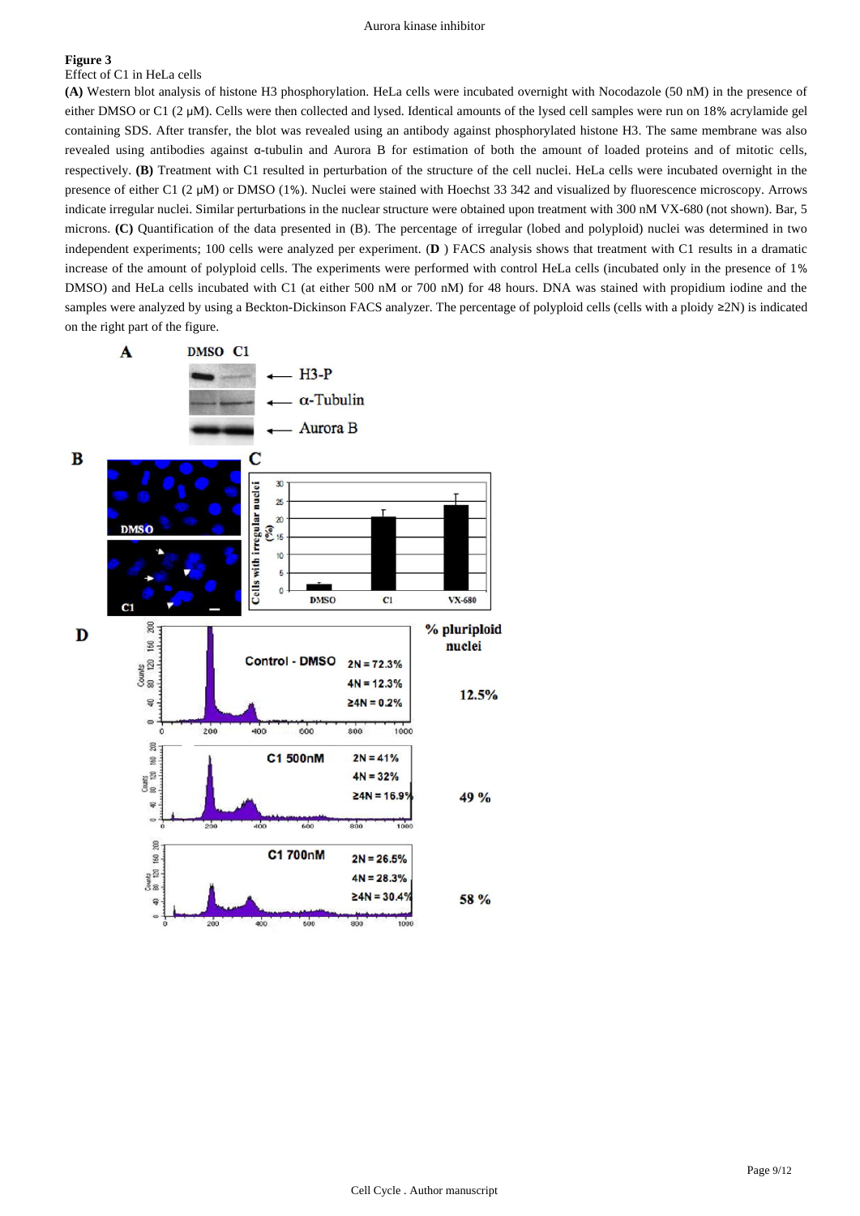**Figure 3**

Effect of C1 in HeLa cells

**(A)** Western blot analysis of histone H3 phosphorylation. HeLa cells were incubated overnight with Nocodazole (50 nM) in the presence of either DMSO or C1 (2 μM). Cells were then collected and lysed. Identical amounts of the lysed cell samples were run on 18% acrylamide gel containing SDS. After transfer, the blot was revealed using an antibody against phosphorylated histone H3. The same membrane was also revealed using antibodies against α-tubulin and Aurora B for estimation of both the amount of loaded proteins and of mitotic cells, respectively. **(B)** Treatment with C1 resulted in perturbation of the structure of the cell nuclei. HeLa cells were incubated overnight in the presence of either C1 (2 μM) or DMSO (1%). Nuclei were stained with Hoechst 33 342 and visualized by fluorescence microscopy. Arrows indicate irregular nuclei. Similar perturbations in the nuclear structure were obtained upon treatment with 300 nM VX-680 (not shown). Bar, 5 microns. **(C)** Quantification of the data presented in (B). The percentage of irregular (lobed and polyploid) nuclei was determined in two independent experiments; 100 cells were analyzed per experiment. (**D** ) FACS analysis shows that treatment with C1 results in a dramatic increase of the amount of polyploid cells. The experiments were performed with control HeLa cells (incubated only in the presence of 1% DMSO) and HeLa cells incubated with C1 (at either 500 nM or 700 nM) for 48 hours. DNA was stained with propidium iodine and the samples were analyzed by using a Beckton-Dickinson FACS analyzer. The percentage of polyploid cells (cells with a ploidy ≥2N) is indicated on the right part of the figure.

A

DMSO C1

H3-P

α-Tubulin

Aurora B

B

DMSO

C1

C

Cells with irregular nuclei (%)

0 5 10 15 20 25 30

DMSO C1 VX-680

D

% pluriploid nuclei

Control - DMSO
2N = 72.3%
4N = 12.3%
≥4N = 0.2%
12.5%

C1 500nM
2N = 41%
4N = 32%
≥4N = 16.9%
49 %

C1 700nM
2N = 26.5%
4N = 28.3%
≥4N = 30.4%
58 %

Counts

0 200 400 600 800 1000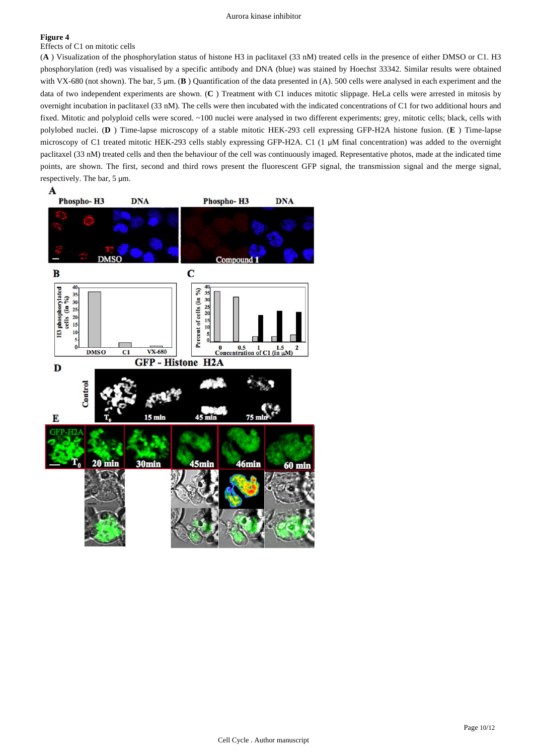## Figure 4

Effects of C1 on mitotic cells

(**A**) Visualization of the phosphorylation status of histone H3 in paclitaxel (33 nM) treated cells in the presence of either DMSO or C1. H3 phosphorylation (red) was visualised by a specific antibody and DNA (blue) was stained by Hoechst 33342. Similar results were obtained with VX-680 (not shown). The bar, 5 μm. (**B**) Quantification of the data presented in (A). 500 cells were analysed in each experiment and the data of two independent experiments are shown. (**C**) Treatment with C1 induces mitotic slippage. HeLa cells were arrested in mitosis by overnight incubation in paclitaxel (33 nM). The cells were then incubated with the indicated concentrations of C1 for two additional hours and fixed. Mitotic and polyploid cells were scored. ~100 nuclei were analysed in two different experiments; grey, mitotic cells; black, cells with polylobed nuclei. (**D**) Time-lapse microscopy of a stable mitotic HEK-293 cell expressing GFP-H2A histone fusion. (**E**) Time-lapse microscopy of C1 treated mitotic HEK-293 cells stably expressing GFP-H2A. C1 (1 μM final concentration) was added to the overnight paclitaxel (33 nM) treated cells and then the behaviour of the cell was continuously imaged. Representative photos, made at the indicated time points, are shown. The first, second and third rows present the fluorescent GFP signal, the transmission signal and the merge signal, respectively. The bar, 5 μm.

A

Phospho- H3 DNA Phospho- H3 DNA

DMSO Compound 1

B

H3 phosphorylated cells (in %)

40 35 30 25 20 15 10 5 0

DMSO C1 VX-680

C

Percent of cells (in %)

40 35 30 25 20 15 10 5 0

0 0.5 1 1.5 2

Concentration of C1 (in μM)

D

GFP - Histone H2A

Control

$T_0$ 15 min 45 min 75 min

E

GFP-H2A $T_0$ 20 min 30min 45min 46min 60 min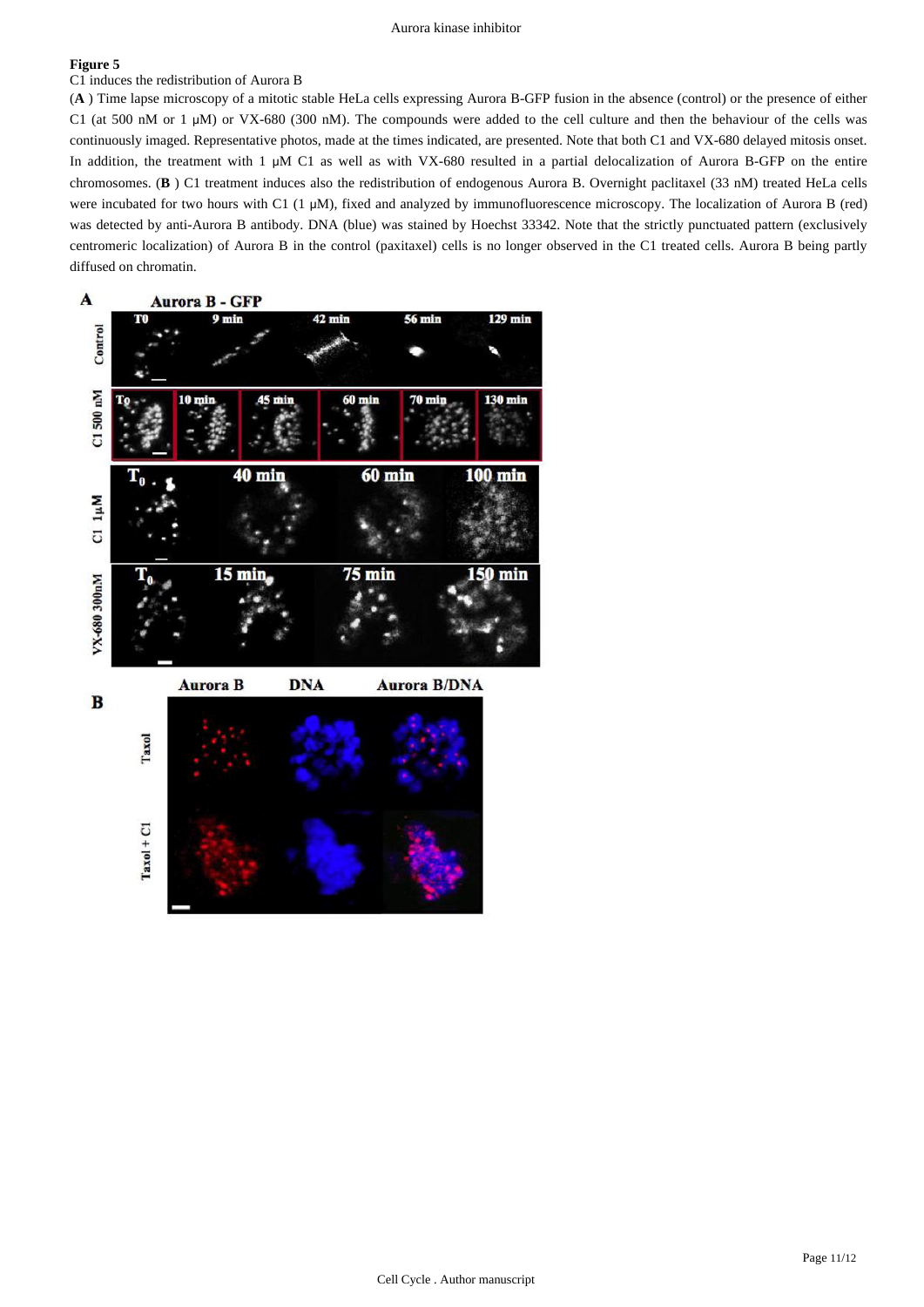**Figure 5**

C1 induces the redistribution of Aurora B

(**A** ) Time lapse microscopy of a mitotic stable HeLa cells expressing Aurora B-GFP fusion in the absence (control) or the presence of either C1 (at 500 nM or 1 μM) or VX-680 (300 nM). The compounds were added to the cell culture and then the behaviour of the cells was continuously imaged. Representative photos, made at the times indicated, are presented. Note that both C1 and VX-680 delayed mitosis onset. In addition, the treatment with 1 μM C1 as well as with VX-680 resulted in a partial delocalization of Aurora B-GFP on the entire chromosomes. (**B** ) C1 treatment induces also the redistribution of endogenous Aurora B. Overnight paclitaxel (33 nM) treated HeLa cells were incubated for two hours with C1 (1 μM), fixed and analyzed by immunofluorescence microscopy. The localization of Aurora B (red) was detected by anti-Aurora B antibody. DNA (blue) was stained by Hoechst 33342. Note that the strictly punctuated pattern (exclusively centromeric localization) of Aurora B in the control (paxitaxel) cells is no longer observed in the C1 treated cells. Aurora B being partly diffused on chromatin.

A

Aurora B - GFP

Control

T0

9 min

42 min

56 min

129 min

C1 500 nM

T0

10 min

45 min

60 min

70 min

130 min

C1 1μM

$T_0$

40 min

60 min

100 min

VX-680 300nM

$T_0$

15 min

75 min

150 min

B

Aurora B

DNA

Aurora B/DNA

Taxol

Taxol + C1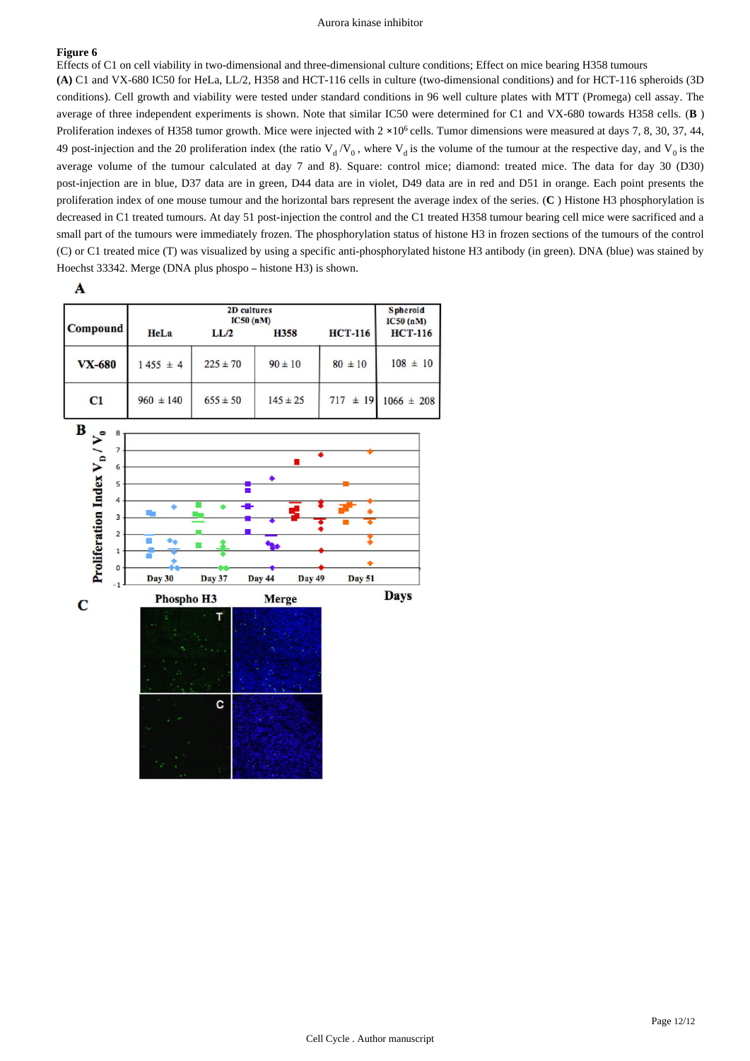**Figure 6**

Effects of C1 on cell viability in two-dimensional and three-dimensional culture conditions; Effect on mice bearing H358 tumours

**(A)** C1 and VX-680 IC50 for HeLa, LL/2, H358 and HCT-116 cells in culture (two-dimensional conditions) and for HCT-116 spheroids (3D conditions). Cell growth and viability were tested under standard conditions in 96 well culture plates with MTT (Promega) cell assay. The average of three independent experiments is shown. Note that similar IC50 were determined for C1 and VX-680 towards H358 cells. (**B** ) Proliferation indexes of H358 tumor growth. Mice were injected with 2 $\times 10^6$ cells. Tumor dimensions were measured at days 7, 8, 30, 37, 44, 49 post-injection and the 20 proliferation index (the ratio $V_d / V_0$ , where $V_d$ is the volume of the tumour at the respective day, and $V_0$ is the average volume of the tumour calculated at day 7 and 8). Square: control mice; diamond: treated mice. The data for day 30 (D30) post-injection are in blue, D37 data are in green, D44 data are in violet, D49 data are in red and D51 in orange. Each point presents the proliferation index of one mouse tumour and the horizontal bars represent the average index of the series. (**C** ) Histone H3 phosphorylation is decreased in C1 treated tumours. At day 51 post-injection the control and the C1 treated H358 tumour bearing cell mice were sacrificed and a small part of the tumours were immediately frozen. The phosphorylation status of histone H3 in frozen sections of the tumours of the control (C) or C1 treated mice (T) was visualized by using a specific anti-phosphorylated histone H3 antibody (in green). DNA (blue) was stained by Hoechst 33342. Merge (DNA plus phospo – histone H3) is shown.

**A**

| Compound | 2D cultures IC50 (nM) HeLa | LL/2 | H358 | HCT-116 | Spheroid IC50 (nM) HCT-116 |
|---|---|---|---|---|---|
| **VX-680** | 1 455 ± 4 | 225 ± 70 | 90 ± 10 | 80 ± 10 | 108 ± 10 |
| **C1** | 960 ± 140 | 655 ± 50 | 145 ± 25 | 717 ± 19 | 1066 ± 208 |

**B**

Proliferation Index $V_D / V_0$

8
7
6
5
4
3
2
1
0
-1

Day 30 Day 37 Day 44 Day 49 Day 51

Days

**C**

Phospho H3 Merge

T

C